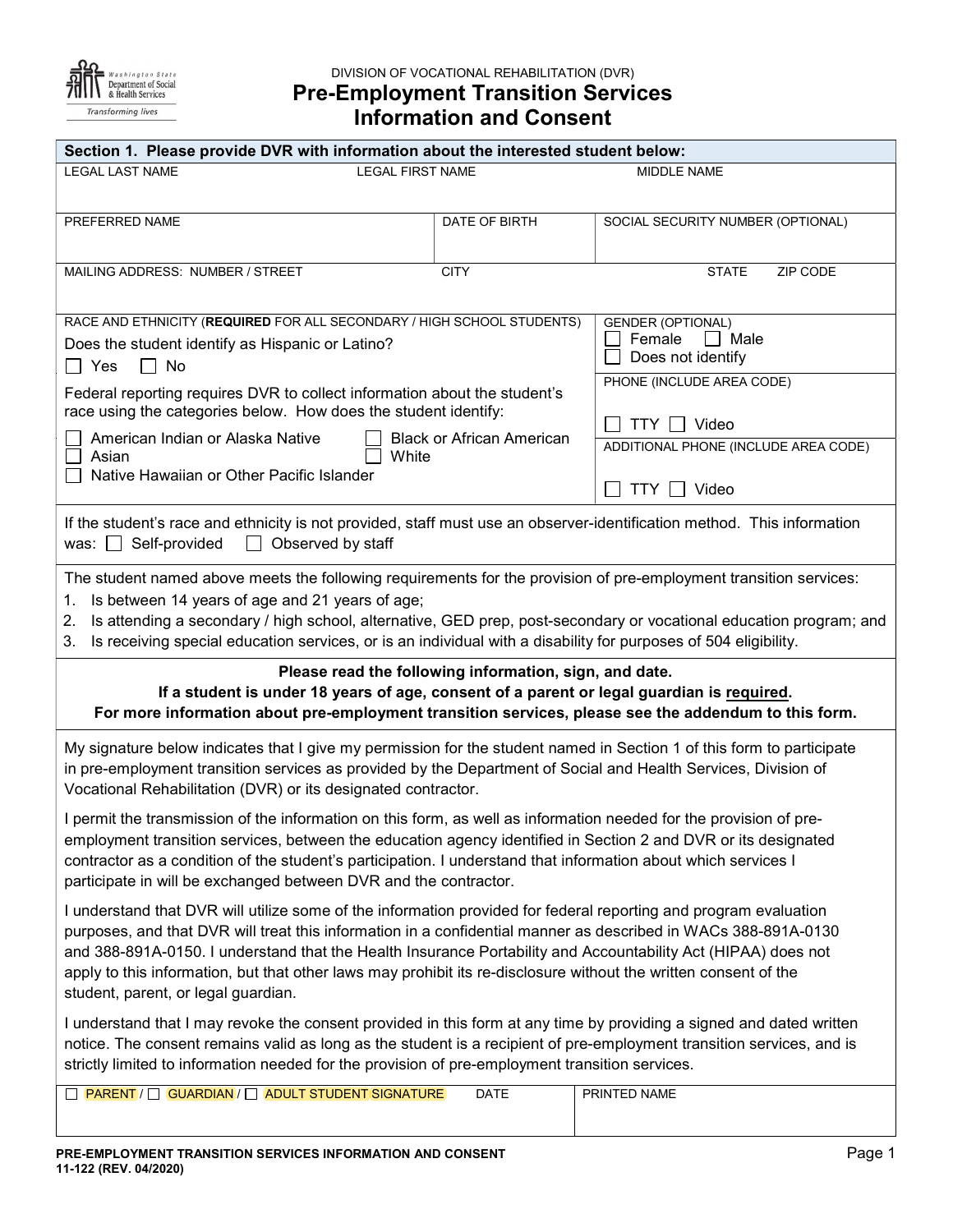DIVISION OF VOCATIONAL REHABILITATION (DVR)

# Pre-Employment Transition Services Information and Consent

| **Section 1. Please provide DVR with information about the interested student below:** | | |
|---|---|---|
| LEGAL LAST NAME | LEGAL FIRST NAME | MIDDLE NAME |
| PREFERRED NAME | DATE OF BIRTH | SOCIAL SECURITY NUMBER (OPTIONAL) |
| MAILING ADDRESS: NUMBER / STREET | CITY | STATE / ZIP CODE |

RACE AND ETHNICITY (**REQUIRED** FOR ALL SECONDARY / HIGH SCHOOL STUDENTS)

Does the student identify as Hispanic or Latino?

☐ Yes ☐ No

Federal reporting requires DVR to collect information about the student's race using the categories below. How does the student identify:

☐ American Indian or Alaska Native ☐ Black or African American
☐ Asian ☐ White
☐ Native Hawaiian or Other Pacific Islander

GENDER (OPTIONAL)
☐ Female ☐ Male
☐ Does not identify

PHONE (INCLUDE AREA CODE)
☐ TTY ☐ Video

ADDITIONAL PHONE (INCLUDE AREA CODE)
☐ TTY ☐ Video

If the student's race and ethnicity is not provided, staff must use an observer-identification method. This information was: ☐ Self-provided ☐ Observed by staff

The student named above meets the following requirements for the provision of pre-employment transition services:

1. Is between 14 years of age and 21 years of age;
2. Is attending a secondary / high school, alternative, GED prep, post-secondary or vocational education program; and
3. Is receiving special education services, or is an individual with a disability for purposes of 504 eligibility.

**Please read the following information, sign, and date.**
**If a student is under 18 years of age, consent of a parent or legal guardian is required.**
**For more information about pre-employment transition services, please see the addendum to this form.**

My signature below indicates that I give my permission for the student named in Section 1 of this form to participate in pre-employment transition services as provided by the Department of Social and Health Services, Division of Vocational Rehabilitation (DVR) or its designated contractor.

I permit the transmission of the information on this form, as well as information needed for the provision of pre-employment transition services, between the education agency identified in Section 2 and DVR or its designated contractor as a condition of the student's participation. I understand that information about which services I participate in will be exchanged between DVR and the contractor.

I understand that DVR will utilize some of the information provided for federal reporting and program evaluation purposes, and that DVR will treat this information in a confidential manner as described in WACs 388-891A-0130 and 388-891A-0150. I understand that the Health Insurance Portability and Accountability Act (HIPAA) does not apply to this information, but that other laws may prohibit its re-disclosure without the written consent of the student, parent, or legal guardian.

I understand that I may revoke the consent provided in this form at any time by providing a signed and dated written notice. The consent remains valid as long as the student is a recipient of pre-employment transition services, and is strictly limited to information needed for the provision of pre-employment transition services.

| ☐ PARENT / ☐ GUARDIAN / ☐ ADULT STUDENT SIGNATURE | DATE | PRINTED NAME |
|---|---|---|
| | | |

PRE-EMPLOYMENT TRANSITION SERVICES INFORMATION AND CONSENT
11-122 (REV. 04/2020)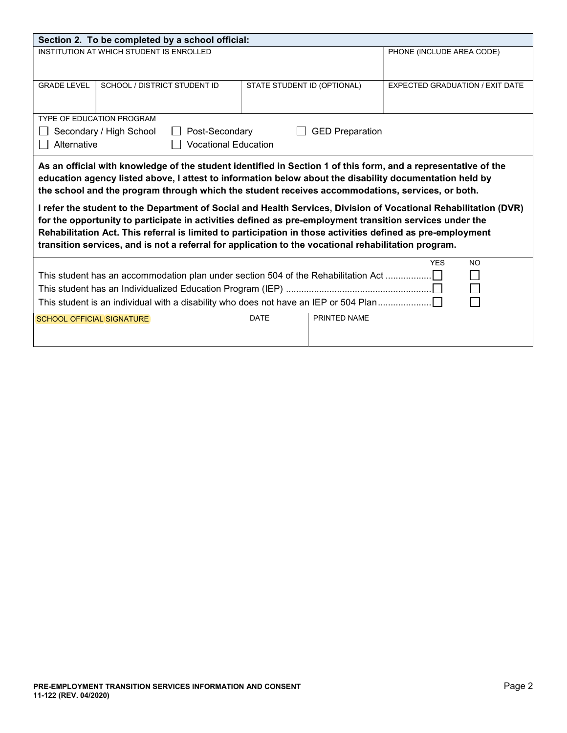## Section 2. To be completed by a school official:

| INSTITUTION AT WHICH STUDENT IS ENROLLED | | | PHONE (INCLUDE AREA CODE) |
|---|---|---|---|
| | | | |
| GRADE LEVEL | SCHOOL / DISTRICT STUDENT ID | STATE STUDENT ID (OPTIONAL) | EXPECTED GRADUATION / EXIT DATE |
| | | | |

TYPE OF EDUCATION PROGRAM

- ☐ Secondary / High School
- ☐ Post-Secondary
- ☐ GED Preparation
- ☐ Alternative
- ☐ Vocational Education

**As an official with knowledge of the student identified in Section 1 of this form, and a representative of the education agency listed above, I attest to information below about the disability documentation held by the school and the program through which the student receives accommodations, services, or both.**

**I refer the student to the Department of Social and Health Services, Division of Vocational Rehabilitation (DVR) for the opportunity to participate in activities defined as pre-employment transition services under the Rehabilitation Act. This referral is limited to participation in those activities defined as pre-employment transition services, and is not a referral for application to the vocational rehabilitation program.**

| | YES | NO |
|---|---|---|
| This student has an accommodation plan under section 504 of the Rehabilitation Act | ☐ | ☐ |
| This student has an Individualized Education Program (IEP) | ☐ | ☐ |
| This student is an individual with a disability who does not have an IEP or 504 Plan | ☐ | ☐ |

| SCHOOL OFFICIAL SIGNATURE | DATE | PRINTED NAME |
|---|---|---|
| | | |

PRE-EMPLOYMENT TRANSITION SERVICES INFORMATION AND CONSENT
11-122 (REV. 04/2020)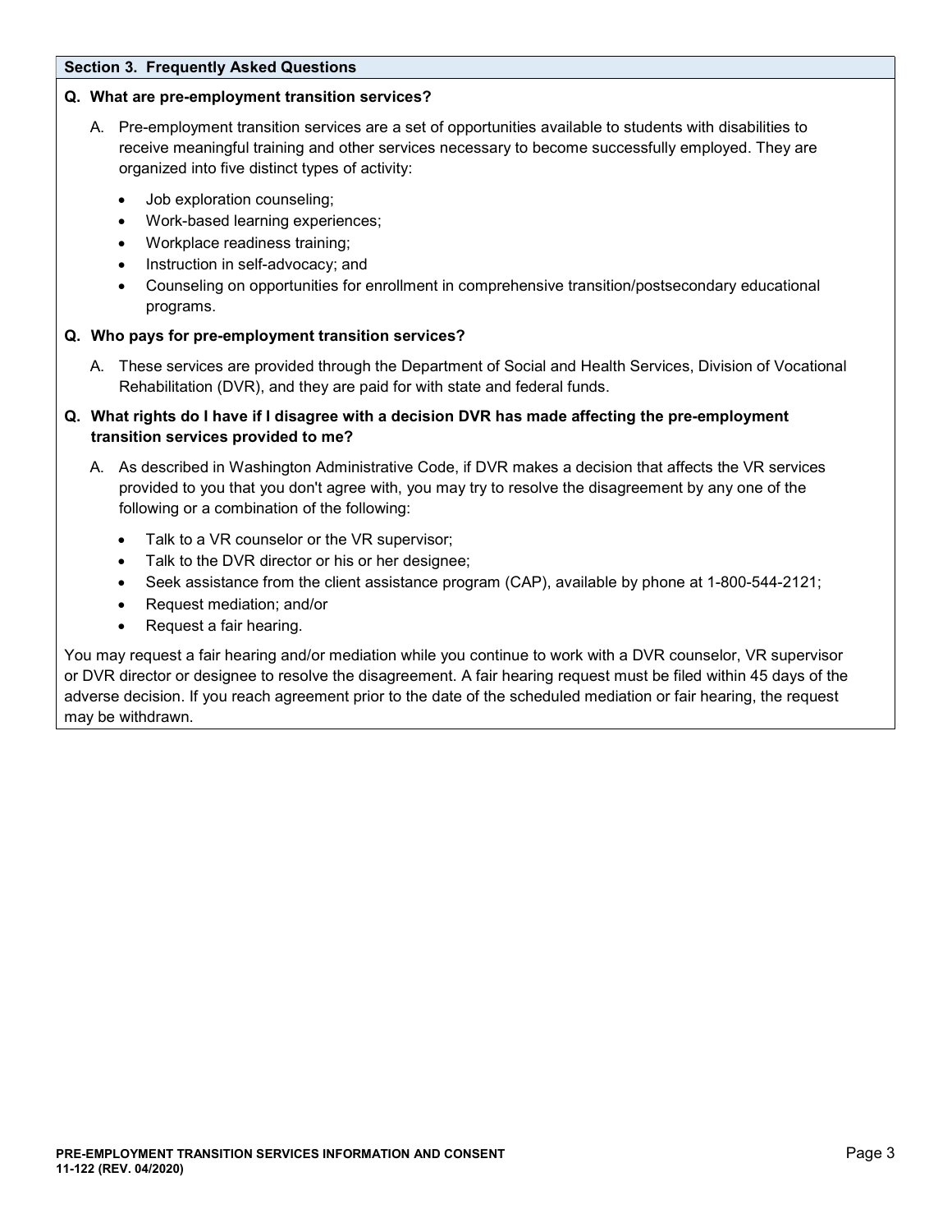## Section 3. Frequently Asked Questions

**Q. What are pre-employment transition services?**

A. Pre-employment transition services are a set of opportunities available to students with disabilities to receive meaningful training and other services necessary to become successfully employed. They are organized into five distinct types of activity:

- Job exploration counseling;
- Work-based learning experiences;
- Workplace readiness training;
- Instruction in self-advocacy; and
- Counseling on opportunities for enrollment in comprehensive transition/postsecondary educational programs.

**Q. Who pays for pre-employment transition services?**

A. These services are provided through the Department of Social and Health Services, Division of Vocational Rehabilitation (DVR), and they are paid for with state and federal funds.

**Q. What rights do I have if I disagree with a decision DVR has made affecting the pre-employment transition services provided to me?**

A. As described in Washington Administrative Code, if DVR makes a decision that affects the VR services provided to you that you don't agree with, you may try to resolve the disagreement by any one of the following or a combination of the following:

- Talk to a VR counselor or the VR supervisor;
- Talk to the DVR director or his or her designee;
- Seek assistance from the client assistance program (CAP), available by phone at 1-800-544-2121;
- Request mediation; and/or
- Request a fair hearing.

You may request a fair hearing and/or mediation while you continue to work with a DVR counselor, VR supervisor or DVR director or designee to resolve the disagreement. A fair hearing request must be filed within 45 days of the adverse decision. If you reach agreement prior to the date of the scheduled mediation or fair hearing, the request may be withdrawn.